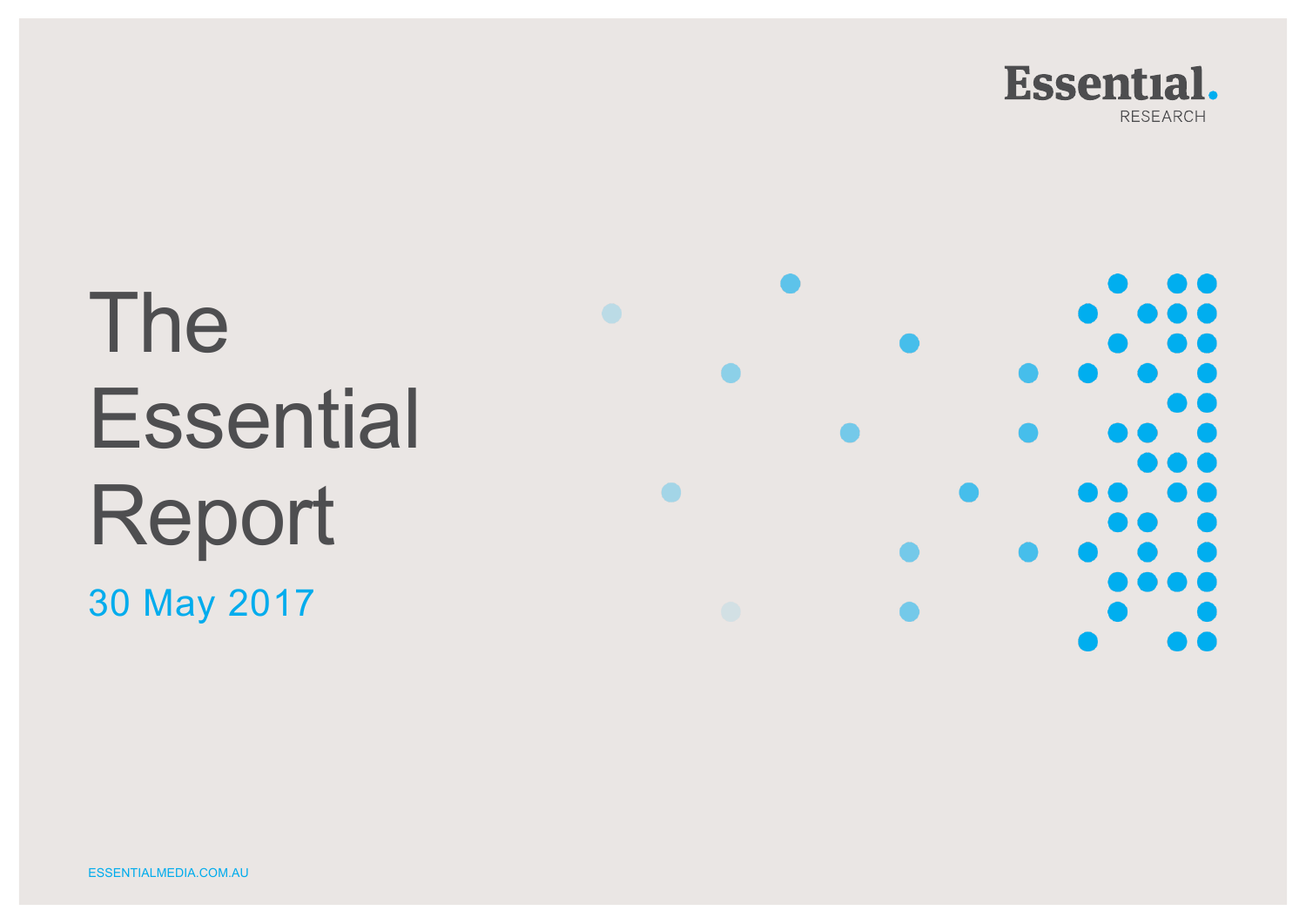Essential.
RESEARCH

# The Essential Report

30 May 2017

ESSENTIALMEDIA.COM.AU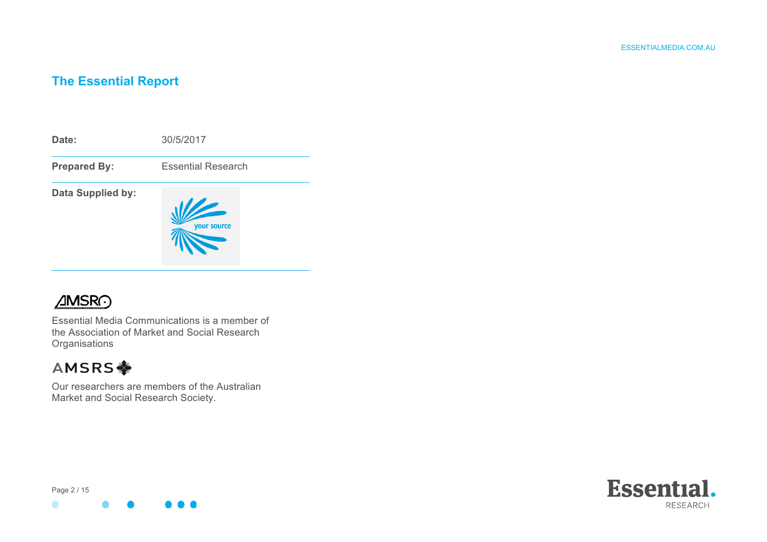# The Essential Report

| | |
|---|---|
| **Date:** | 30/5/2017 |
| **Prepared By:** | Essential Research |
| **Data Supplied by:** | your source |

AMSRO

Essential Media Communications is a member of the Association of Market and Social Research Organisations

AMSRS

Our researchers are members of the Australian Market and Social Research Society.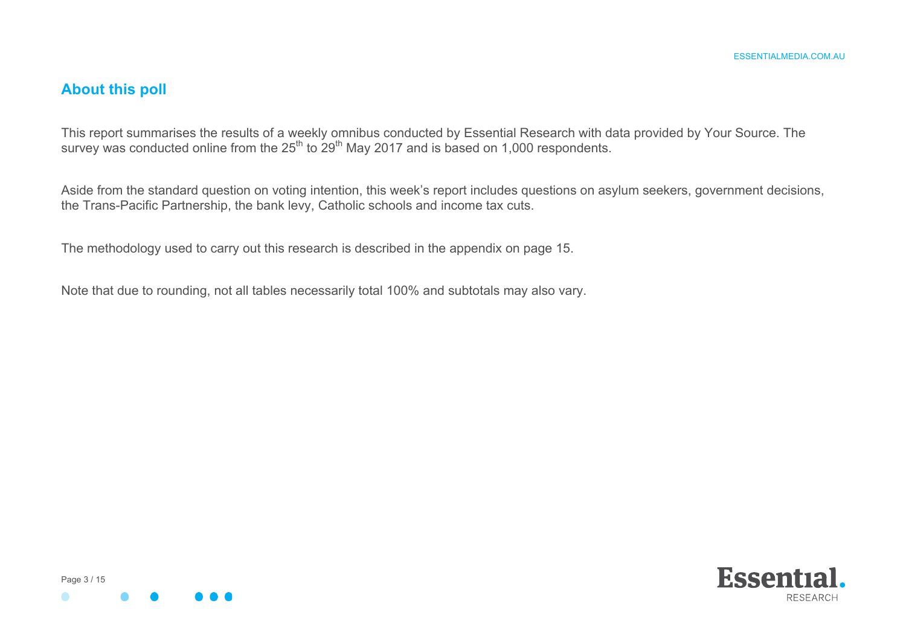## About this poll

This report summarises the results of a weekly omnibus conducted by Essential Research with data provided by Your Source. The survey was conducted online from the 25th to 29th May 2017 and is based on 1,000 respondents.

Aside from the standard question on voting intention, this week's report includes questions on asylum seekers, government decisions, the Trans-Pacific Partnership, the bank levy, Catholic schools and income tax cuts.

The methodology used to carry out this research is described in the appendix on page 15.

Note that due to rounding, not all tables necessarily total 100% and subtotals may also vary.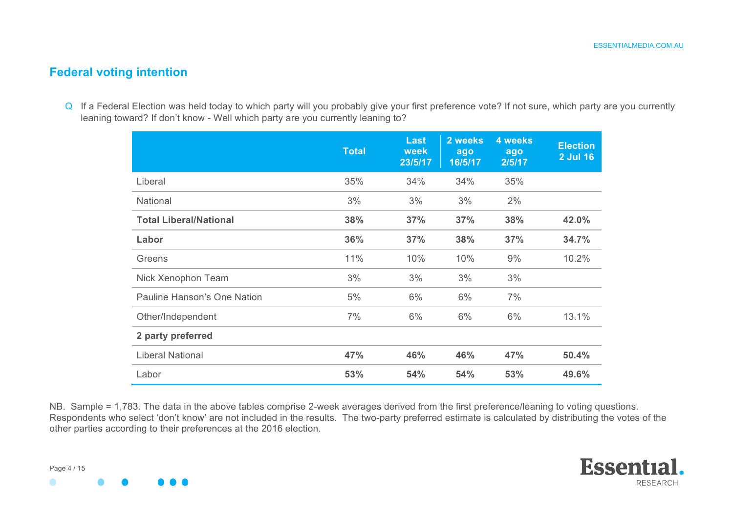## Federal voting intention

Q If a Federal Election was held today to which party will you probably give your first preference vote? If not sure, which party are you currently leaning toward? If don't know - Well which party are you currently leaning to?

| | Total | Last week 23/5/17 | 2 weeks ago 16/5/17 | 4 weeks ago 2/5/17 | Election 2 Jul 16 |
|---|---|---|---|---|---|
| Liberal | 35% | 34% | 34% | 35% | |
| National | 3% | 3% | 3% | 2% | |
| **Total Liberal/National** | **38%** | **37%** | **37%** | **38%** | **42.0%** |
| **Labor** | **36%** | **37%** | **38%** | **37%** | **34.7%** |
| Greens | 11% | 10% | 10% | 9% | 10.2% |
| Nick Xenophon Team | 3% | 3% | 3% | 3% | |
| Pauline Hanson's One Nation | 5% | 6% | 6% | 7% | |
| Other/Independent | 7% | 6% | 6% | 6% | 13.1% |
| **2 party preferred** | | | | | |
| Liberal National | **47%** | **46%** | **46%** | **47%** | **50.4%** |
| Labor | **53%** | **54%** | **54%** | **53%** | **49.6%** |

NB. Sample = 1,783. The data in the above tables comprise 2-week averages derived from the first preference/leaning to voting questions. Respondents who select 'don't know' are not included in the results. The two-party preferred estimate is calculated by distributing the votes of the other parties according to their preferences at the 2016 election.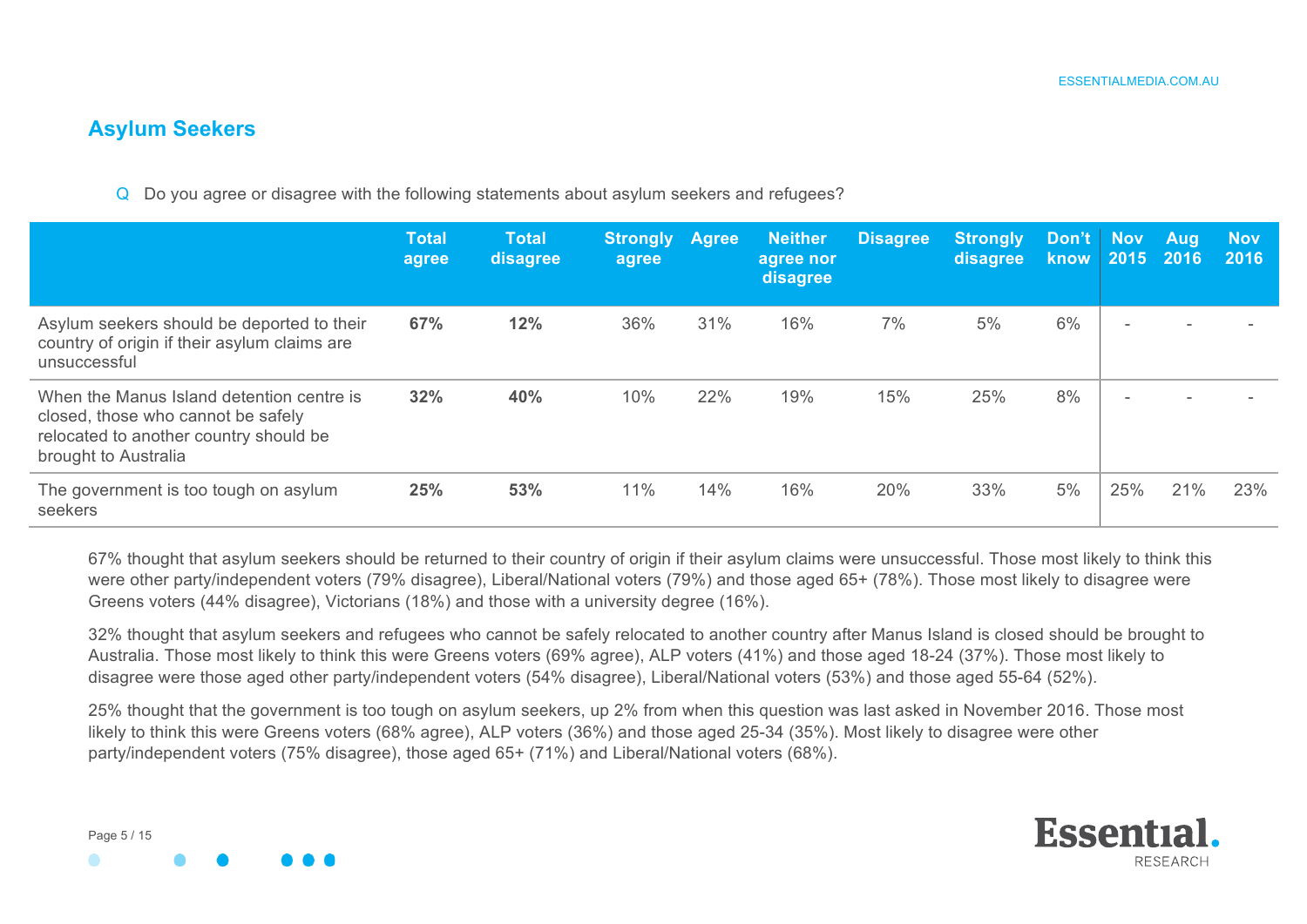## Asylum Seekers

Q Do you agree or disagree with the following statements about asylum seekers and refugees?

| | Total agree | Total disagree | Strongly agree | Agree | Neither agree nor disagree | Disagree | Strongly disagree | Don't know | Nov 2015 | Aug 2016 | Nov 2016 |
|---|---|---|---|---|---|---|---|---|---|---|---|
| Asylum seekers should be deported to their country of origin if their asylum claims are unsuccessful | **67%** | **12%** | 36% | 31% | 16% | 7% | 5% | 6% | - | - | - |
| When the Manus Island detention centre is closed, those who cannot be safely relocated to another country should be brought to Australia | **32%** | **40%** | 10% | 22% | 19% | 15% | 25% | 8% | - | - | - |
| The government is too tough on asylum seekers | **25%** | **53%** | 11% | 14% | 16% | 20% | 33% | 5% | 25% | 21% | 23% |

67% thought that asylum seekers should be returned to their country of origin if their asylum claims were unsuccessful. Those most likely to think this were other party/independent voters (79% disagree), Liberal/National voters (79%) and those aged 65+ (78%). Those most likely to disagree were Greens voters (44% disagree), Victorians (18%) and those with a university degree (16%).

32% thought that asylum seekers and refugees who cannot be safely relocated to another country after Manus Island is closed should be brought to Australia. Those most likely to think this were Greens voters (69% agree), ALP voters (41%) and those aged 18-24 (37%). Those most likely to disagree were those aged other party/independent voters (54% disagree), Liberal/National voters (53%) and those aged 55-64 (52%).

25% thought that the government is too tough on asylum seekers, up 2% from when this question was last asked in November 2016. Those most likely to think this were Greens voters (68% agree), ALP voters (36%) and those aged 25-34 (35%). Most likely to disagree were other party/independent voters (75% disagree), those aged 65+ (71%) and Liberal/National voters (68%).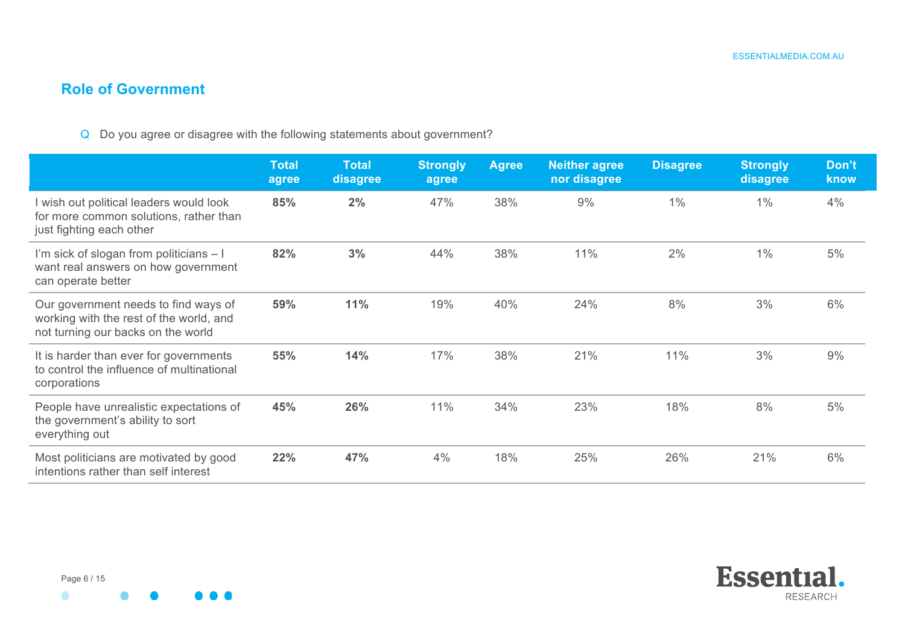## Role of Government

Q Do you agree or disagree with the following statements about government?

| | Total agree | Total disagree | Strongly agree | Agree | Neither agree nor disagree | Disagree | Strongly disagree | Don't know |
|---|---|---|---|---|---|---|---|---|
| I wish out political leaders would look for more common solutions, rather than just fighting each other | **85%** | **2%** | 47% | 38% | 9% | 1% | 1% | 4% |
| I'm sick of slogan from politicians – I want real answers on how government can operate better | **82%** | **3%** | 44% | 38% | 11% | 2% | 1% | 5% |
| Our government needs to find ways of working with the rest of the world, and not turning our backs on the world | **59%** | **11%** | 19% | 40% | 24% | 8% | 3% | 6% |
| It is harder than ever for governments to control the influence of multinational corporations | **55%** | **14%** | 17% | 38% | 21% | 11% | 3% | 9% |
| People have unrealistic expectations of the government's ability to sort everything out | **45%** | **26%** | 11% | 34% | 23% | 18% | 8% | 5% |
| Most politicians are motivated by good intentions rather than self interest | **22%** | **47%** | 4% | 18% | 25% | 26% | 21% | 6% |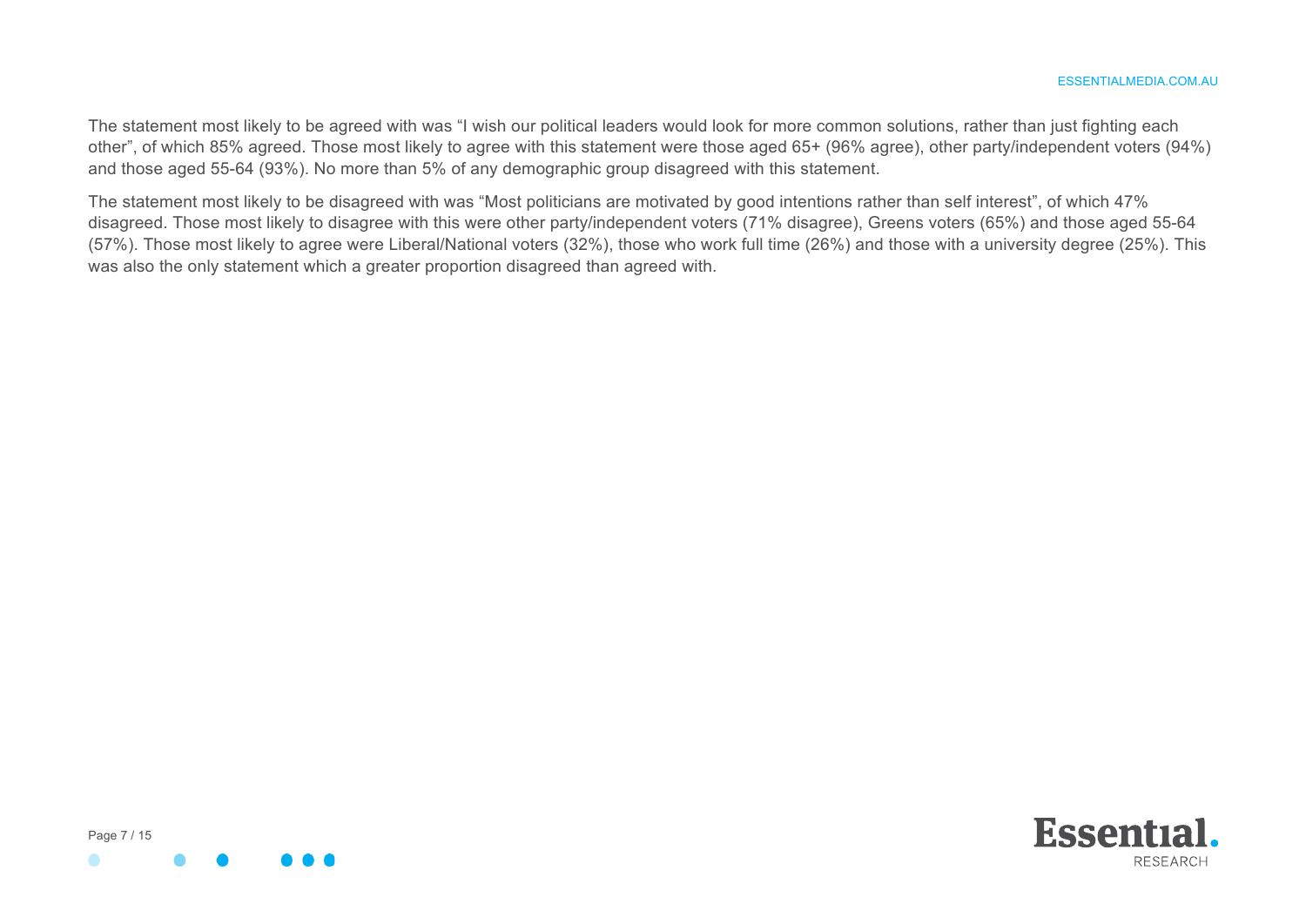The statement most likely to be agreed with was “I wish our political leaders would look for more common solutions, rather than just fighting each other”, of which 85% agreed. Those most likely to agree with this statement were those aged 65+ (96% agree), other party/independent voters (94%) and those aged 55-64 (93%). No more than 5% of any demographic group disagreed with this statement.

The statement most likely to be disagreed with was “Most politicians are motivated by good intentions rather than self interest”, of which 47% disagreed. Those most likely to disagree with this were other party/independent voters (71% disagree), Greens voters (65%) and those aged 55-64 (57%). Those most likely to agree were Liberal/National voters (32%), those who work full time (26%) and those with a university degree (25%). This was also the only statement which a greater proportion disagreed than agreed with.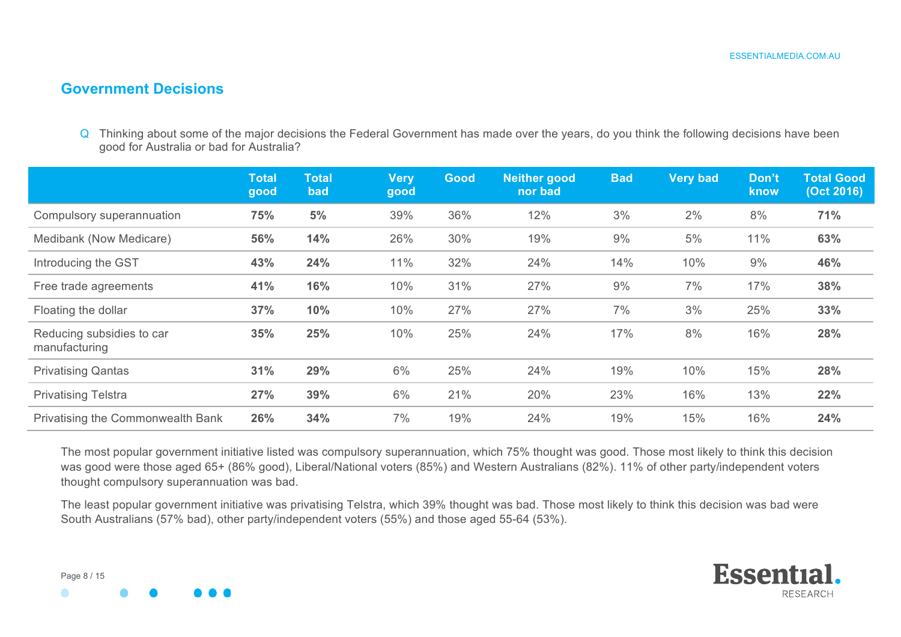## Government Decisions

Q Thinking about some of the major decisions the Federal Government has made over the years, do you think the following decisions have been good for Australia or bad for Australia?

| | Total good | Total bad | Very good | Good | Neither good nor bad | Bad | Very bad | Don't know | Total Good (Oct 2016) |
|---|---|---|---|---|---|---|---|---|---|
| Compulsory superannuation | **75%** | **5%** | 39% | 36% | 12% | 3% | 2% | 8% | **71%** |
| Medibank (Now Medicare) | **56%** | **14%** | 26% | 30% | 19% | 9% | 5% | 11% | **63%** |
| Introducing the GST | **43%** | **24%** | 11% | 32% | 24% | 14% | 10% | 9% | **46%** |
| Free trade agreements | **41%** | **16%** | 10% | 31% | 27% | 9% | 7% | 17% | **38%** |
| Floating the dollar | **37%** | **10%** | 10% | 27% | 27% | 7% | 3% | 25% | **33%** |
| Reducing subsidies to car manufacturing | **35%** | **25%** | 10% | 25% | 24% | 17% | 8% | 16% | **28%** |
| Privatising Qantas | **31%** | **29%** | 6% | 25% | 24% | 19% | 10% | 15% | **28%** |
| Privatising Telstra | **27%** | **39%** | 6% | 21% | 20% | 23% | 16% | 13% | **22%** |
| Privatising the Commonwealth Bank | **26%** | **34%** | 7% | 19% | 24% | 19% | 15% | 16% | **24%** |

The most popular government initiative listed was compulsory superannuation, which 75% thought was good. Those most likely to think this decision was good were those aged 65+ (86% good), Liberal/National voters (85%) and Western Australians (82%). 11% of other party/independent voters thought compulsory superannuation was bad.

The least popular government initiative was privatising Telstra, which 39% thought was bad. Those most likely to think this decision was bad were South Australians (57% bad), other party/independent voters (55%) and those aged 55-64 (53%).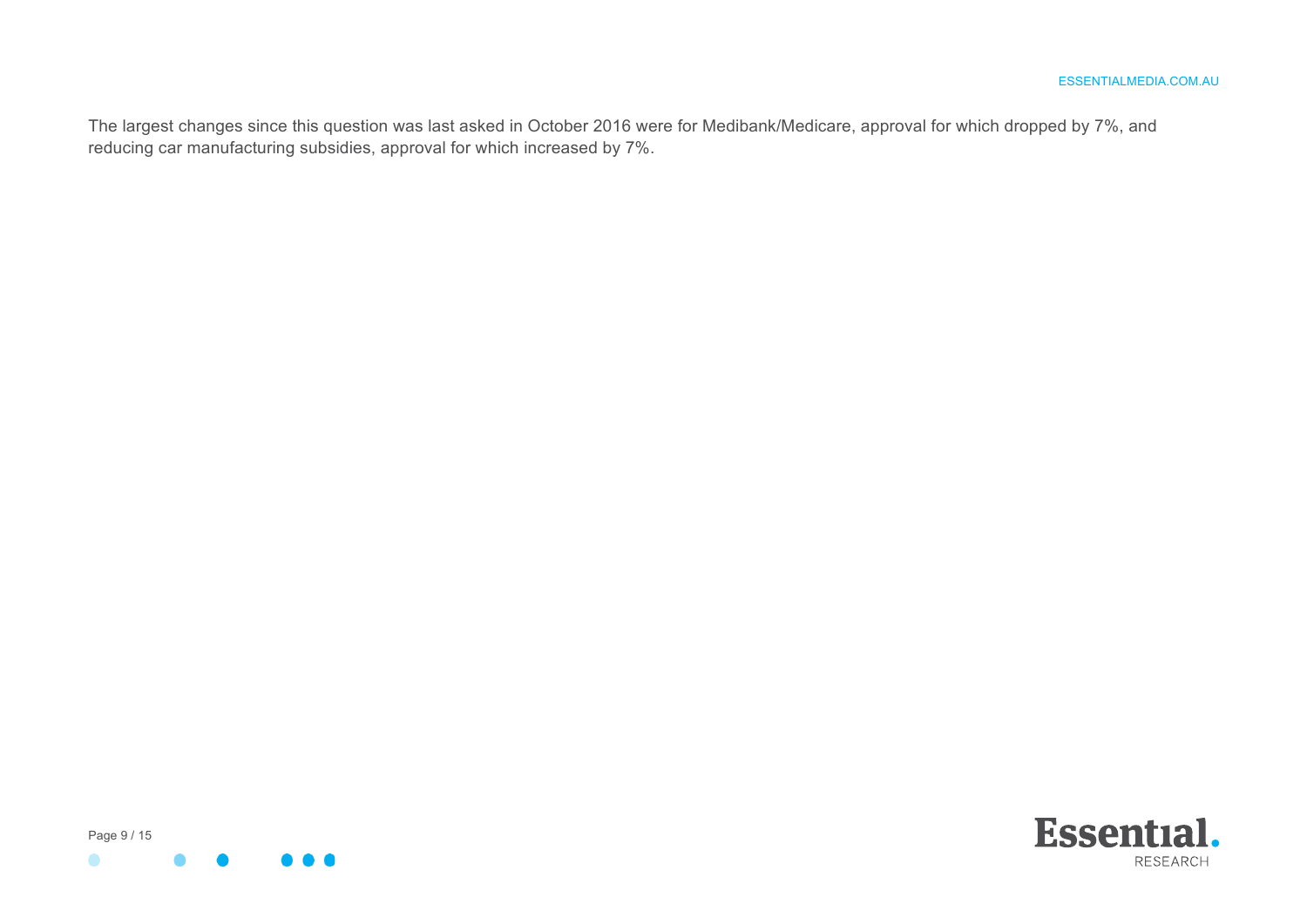The largest changes since this question was last asked in October 2016 were for Medibank/Medicare, approval for which dropped by 7%, and reducing car manufacturing subsidies, approval for which increased by 7%.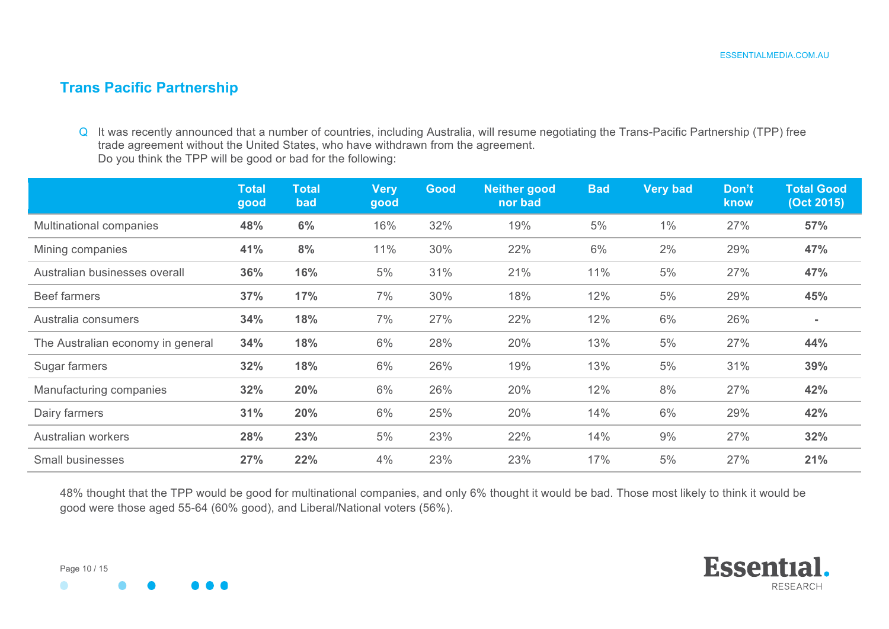## Trans Pacific Partnership

Q It was recently announced that a number of countries, including Australia, will resume negotiating the Trans-Pacific Partnership (TPP) free trade agreement without the United States, who have withdrawn from the agreement.
Do you think the TPP will be good or bad for the following:

| | Total good | Total bad | Very good | Good | Neither good nor bad | Bad | Very bad | Don't know | Total Good (Oct 2015) |
|---|---|---|---|---|---|---|---|---|---|
| Multinational companies | **48%** | **6%** | 16% | 32% | 19% | 5% | 1% | 27% | **57%** |
| Mining companies | **41%** | **8%** | 11% | 30% | 22% | 6% | 2% | 29% | **47%** |
| Australian businesses overall | **36%** | **16%** | 5% | 31% | 21% | 11% | 5% | 27% | **47%** |
| Beef farmers | **37%** | **17%** | 7% | 30% | 18% | 12% | 5% | 29% | **45%** |
| Australia consumers | **34%** | **18%** | 7% | 27% | 22% | 12% | 6% | 26% | **-** |
| The Australian economy in general | **34%** | **18%** | 6% | 28% | 20% | 13% | 5% | 27% | **44%** |
| Sugar farmers | **32%** | **18%** | 6% | 26% | 19% | 13% | 5% | 31% | **39%** |
| Manufacturing companies | **32%** | **20%** | 6% | 26% | 20% | 12% | 8% | 27% | **42%** |
| Dairy farmers | **31%** | **20%** | 6% | 25% | 20% | 14% | 6% | 29% | **42%** |
| Australian workers | **28%** | **23%** | 5% | 23% | 22% | 14% | 9% | 27% | **32%** |
| Small businesses | **27%** | **22%** | 4% | 23% | 23% | 17% | 5% | 27% | **21%** |

48% thought that the TPP would be good for multinational companies, and only 6% thought it would be bad. Those most likely to think it would be good were those aged 55-64 (60% good), and Liberal/National voters (56%).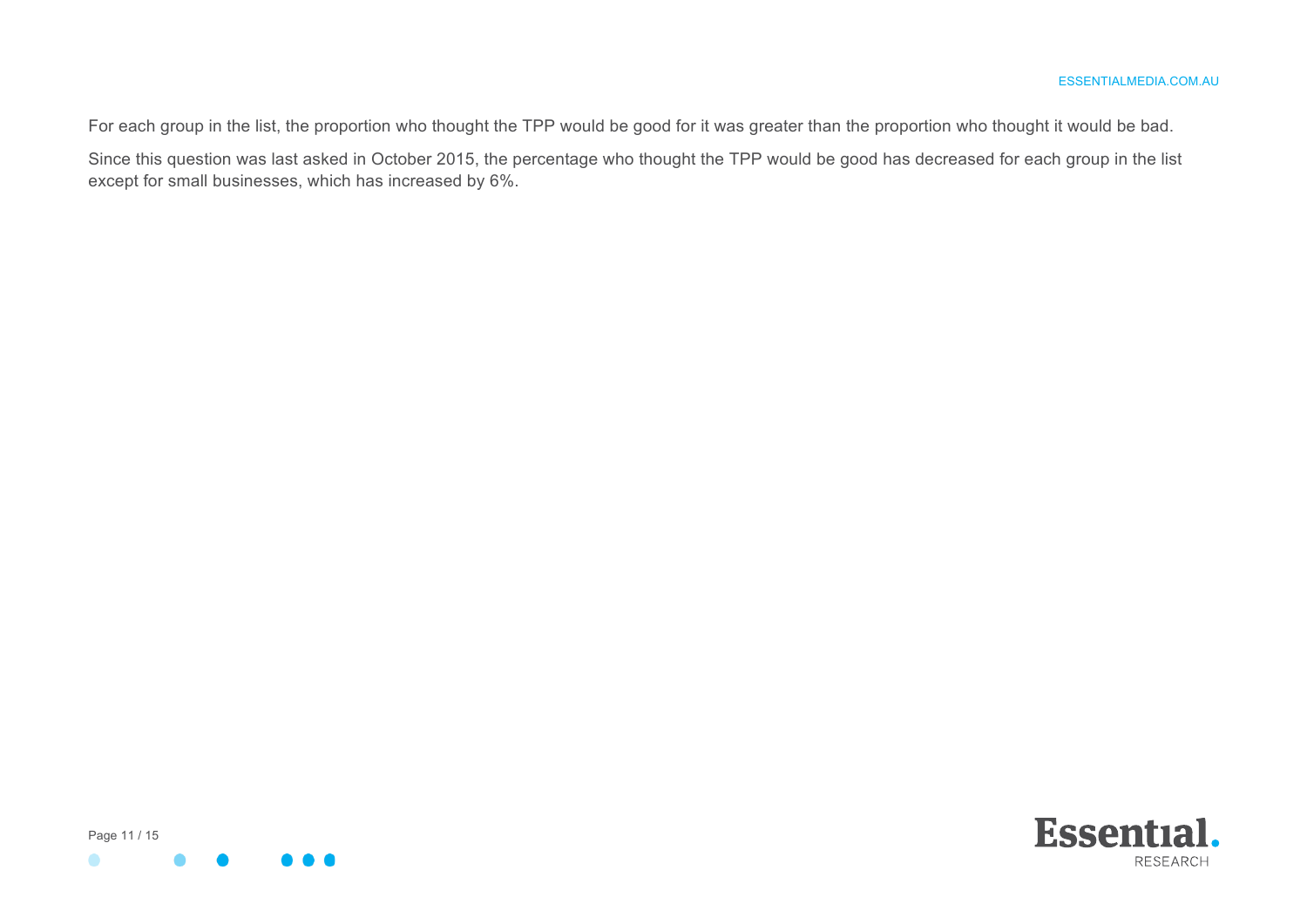For each group in the list, the proportion who thought the TPP would be good for it was greater than the proportion who thought it would be bad.

Since this question was last asked in October 2015, the percentage who thought the TPP would be good has decreased for each group in the list except for small businesses, which has increased by 6%.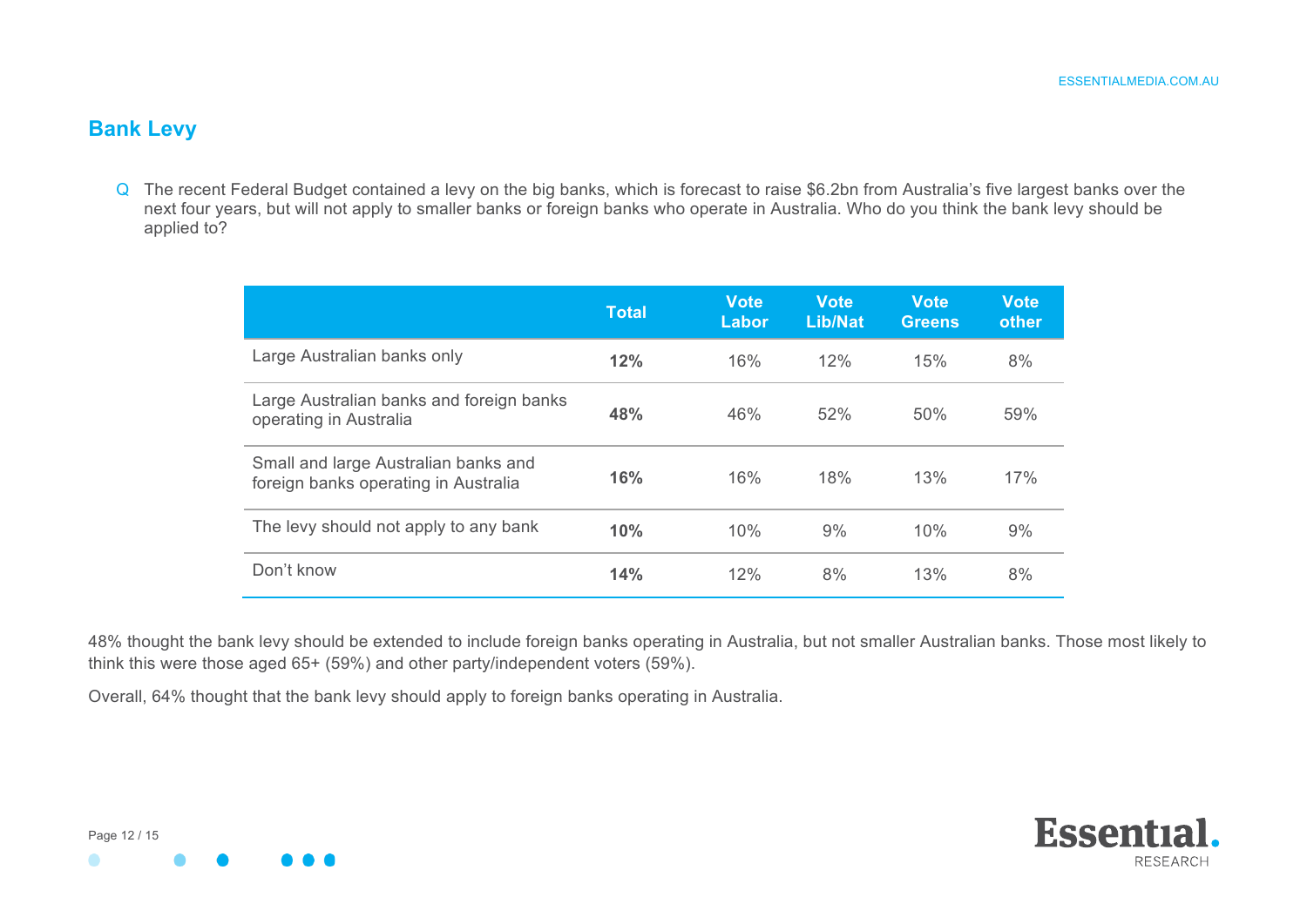## Bank Levy

Q The recent Federal Budget contained a levy on the big banks, which is forecast to raise $6.2bn from Australia's five largest banks over the next four years, but will not apply to smaller banks or foreign banks who operate in Australia. Who do you think the bank levy should be applied to?

| | Total | Vote Labor | Vote Lib/Nat | Vote Greens | Vote other |
|---|---|---|---|---|---|
| Large Australian banks only | **12%** | 16% | 12% | 15% | 8% |
| Large Australian banks and foreign banks operating in Australia | **48%** | 46% | 52% | 50% | 59% |
| Small and large Australian banks and foreign banks operating in Australia | **16%** | 16% | 18% | 13% | 17% |
| The levy should not apply to any bank | **10%** | 10% | 9% | 10% | 9% |
| Don't know | **14%** | 12% | 8% | 13% | 8% |

48% thought the bank levy should be extended to include foreign banks operating in Australia, but not smaller Australian banks. Those most likely to think this were those aged 65+ (59%) and other party/independent voters (59%).

Overall, 64% thought that the bank levy should apply to foreign banks operating in Australia.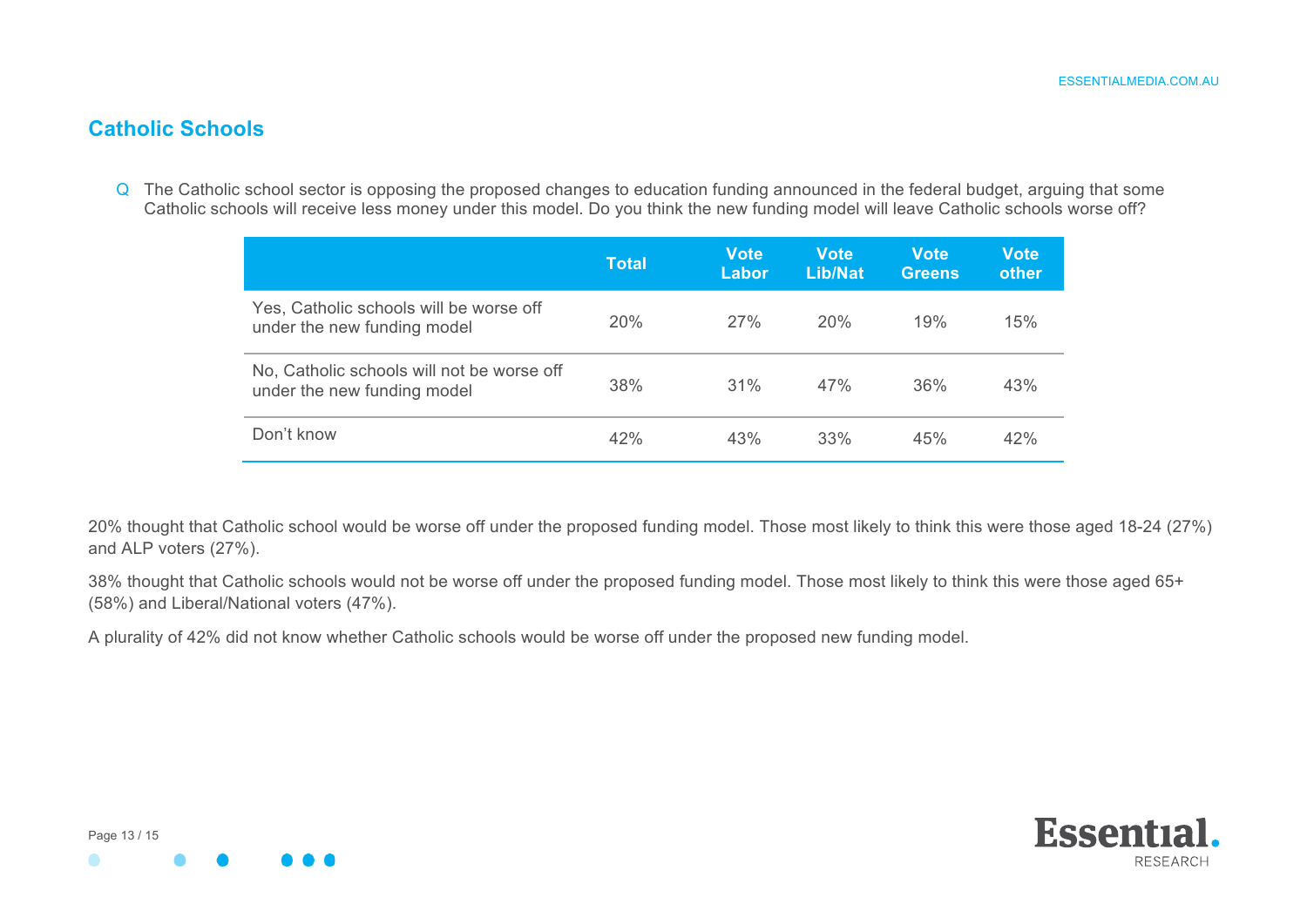## Catholic Schools

Q The Catholic school sector is opposing the proposed changes to education funding announced in the federal budget, arguing that some Catholic schools will receive less money under this model. Do you think the new funding model will leave Catholic schools worse off?

| | Total | Vote Labor | Vote Lib/Nat | Vote Greens | Vote other |
|---|---|---|---|---|---|
| Yes, Catholic schools will be worse off under the new funding model | 20% | 27% | 20% | 19% | 15% |
| No, Catholic schools will not be worse off under the new funding model | 38% | 31% | 47% | 36% | 43% |
| Don't know | 42% | 43% | 33% | 45% | 42% |

20% thought that Catholic school would be worse off under the proposed funding model. Those most likely to think this were those aged 18-24 (27%) and ALP voters (27%).

38% thought that Catholic schools would not be worse off under the proposed funding model. Those most likely to think this were those aged 65+ (58%) and Liberal/National voters (47%).

A plurality of 42% did not know whether Catholic schools would be worse off under the proposed new funding model.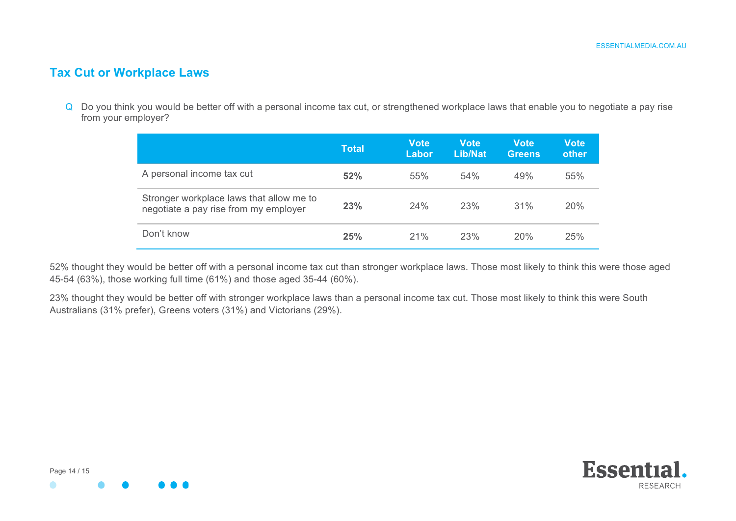## Tax Cut or Workplace Laws

Q Do you think you would be better off with a personal income tax cut, or strengthened workplace laws that enable you to negotiate a pay rise from your employer?

| | Total | Vote Labor | Vote Lib/Nat | Vote Greens | Vote other |
|---|---|---|---|---|---|
| A personal income tax cut | **52%** | 55% | 54% | 49% | 55% |
| Stronger workplace laws that allow me to negotiate a pay rise from my employer | **23%** | 24% | 23% | 31% | 20% |
| Don't know | **25%** | 21% | 23% | 20% | 25% |

52% thought they would be better off with a personal income tax cut than stronger workplace laws. Those most likely to think this were those aged 45-54 (63%), those working full time (61%) and those aged 35-44 (60%).

23% thought they would be better off with stronger workplace laws than a personal income tax cut. Those most likely to think this were South Australians (31% prefer), Greens voters (31%) and Victorians (29%).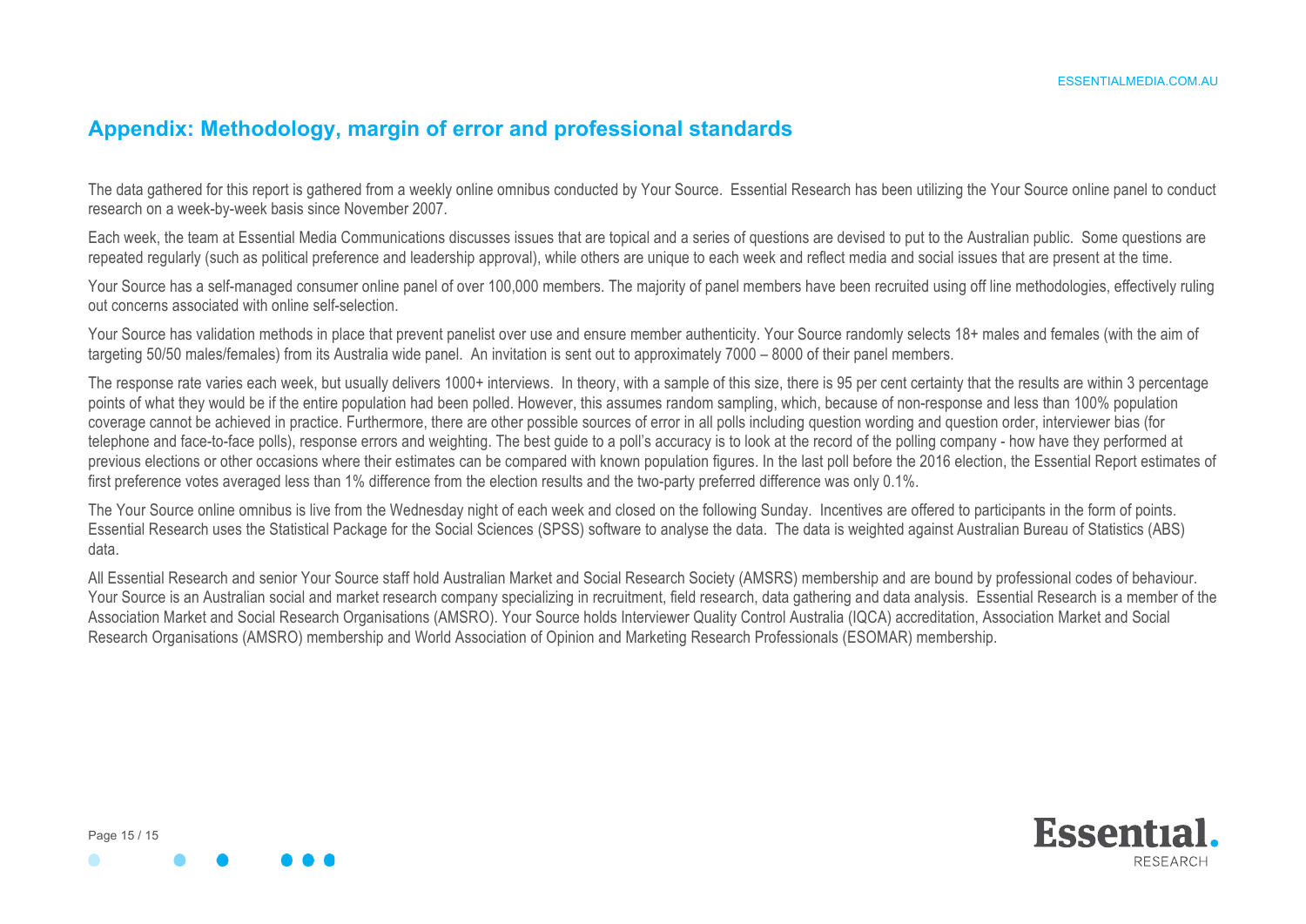## Appendix: Methodology, margin of error and professional standards

The data gathered for this report is gathered from a weekly online omnibus conducted by Your Source. Essential Research has been utilizing the Your Source online panel to conduct research on a week-by-week basis since November 2007.

Each week, the team at Essential Media Communications discusses issues that are topical and a series of questions are devised to put to the Australian public. Some questions are repeated regularly (such as political preference and leadership approval), while others are unique to each week and reflect media and social issues that are present at the time.

Your Source has a self-managed consumer online panel of over 100,000 members. The majority of panel members have been recruited using off line methodologies, effectively ruling out concerns associated with online self-selection.

Your Source has validation methods in place that prevent panelist over use and ensure member authenticity. Your Source randomly selects 18+ males and females (with the aim of targeting 50/50 males/females) from its Australia wide panel. An invitation is sent out to approximately 7000 – 8000 of their panel members.

The response rate varies each week, but usually delivers 1000+ interviews. In theory, with a sample of this size, there is 95 per cent certainty that the results are within 3 percentage points of what they would be if the entire population had been polled. However, this assumes random sampling, which, because of non-response and less than 100% population coverage cannot be achieved in practice. Furthermore, there are other possible sources of error in all polls including question wording and question order, interviewer bias (for telephone and face-to-face polls), response errors and weighting. The best guide to a poll's accuracy is to look at the record of the polling company - how have they performed at previous elections or other occasions where their estimates can be compared with known population figures. In the last poll before the 2016 election, the Essential Report estimates of first preference votes averaged less than 1% difference from the election results and the two-party preferred difference was only 0.1%.

The Your Source online omnibus is live from the Wednesday night of each week and closed on the following Sunday. Incentives are offered to participants in the form of points. Essential Research uses the Statistical Package for the Social Sciences (SPSS) software to analyse the data. The data is weighted against Australian Bureau of Statistics (ABS) data.

All Essential Research and senior Your Source staff hold Australian Market and Social Research Society (AMSRS) membership and are bound by professional codes of behaviour. Your Source is an Australian social and market research company specializing in recruitment, field research, data gathering and data analysis. Essential Research is a member of the Association Market and Social Research Organisations (AMSRO). Your Source holds Interviewer Quality Control Australia (IQCA) accreditation, Association Market and Social Research Organisations (AMSRO) membership and World Association of Opinion and Marketing Research Professionals (ESOMAR) membership.